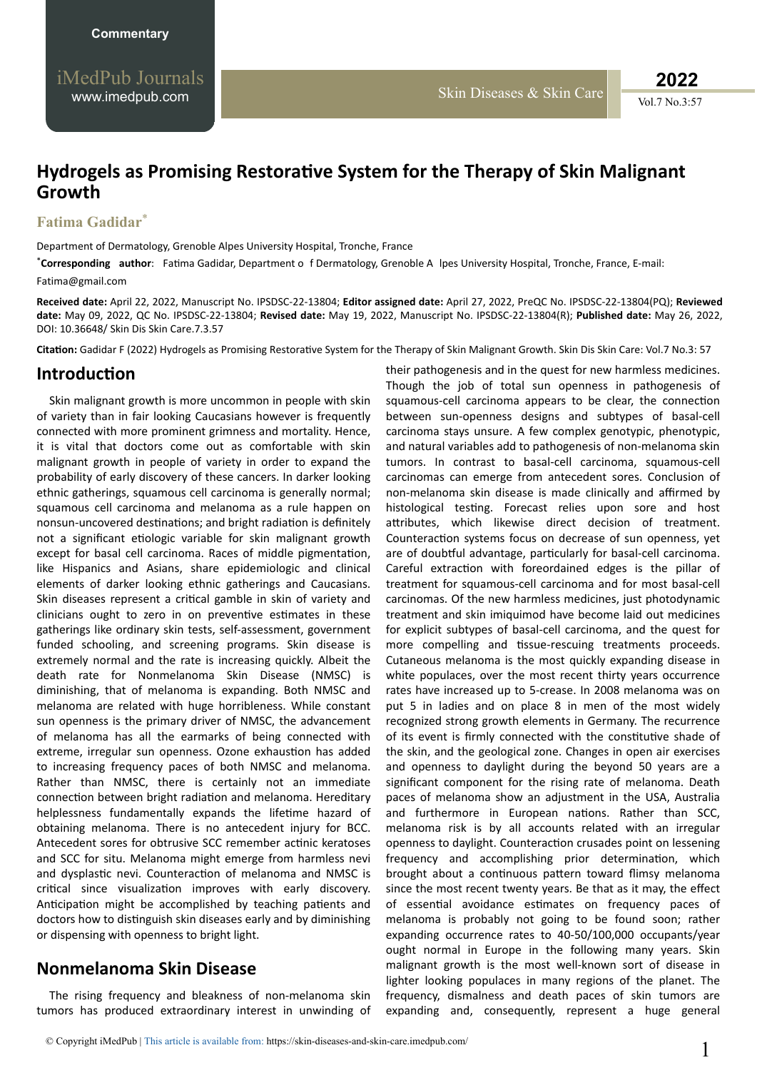Commentary

# Hydrogels as Promising Restorative System for the Therapy of Skin Malignant Growth

**Fatima Gadidar***

Department of Dermatology, Grenoble Alpes University Hospital, Tronche, France

***Corresponding author**: Fatima Gadidar, Department o f Dermatology, Grenoble A lpes University Hospital, Tronche, France, E-mail: Fatima@gmail.com

**Received date:** April 22, 2022, Manuscript No. IPSDSC-22-13804; **Editor assigned date:** April 27, 2022, PreQC No. IPSDSC-22-13804(PQ); **Reviewed date:** May 09, 2022, QC No. IPSDSC-22-13804; **Revised date:** May 19, 2022, Manuscript No. IPSDSC-22-13804(R); **Published date:** May 26, 2022, DOI: 10.36648/ Skin Dis Skin Care.7.3.57

**Citation:** Gadidar F (2022) Hydrogels as Promising Restorative System for the Therapy of Skin Malignant Growth. Skin Dis Skin Care: Vol.7 No.3: 57

## Introduction

Skin malignant growth is more uncommon in people with skin of variety than in fair looking Caucasians however is frequently connected with more prominent grimness and mortality. Hence, it is vital that doctors come out as comfortable with skin malignant growth in people of variety in order to expand the probability of early discovery of these cancers. In darker looking ethnic gatherings, squamous cell carcinoma is generally normal; squamous cell carcinoma and melanoma as a rule happen on nonsun-uncovered destinations; and bright radiation is definitely not a significant etiologic variable for skin malignant growth except for basal cell carcinoma. Races of middle pigmentation, like Hispanics and Asians, share epidemiologic and clinical elements of darker looking ethnic gatherings and Caucasians. Skin diseases represent a critical gamble in skin of variety and clinicians ought to zero in on preventive estimates in these gatherings like ordinary skin tests, self-assessment, government funded schooling, and screening programs. Skin disease is extremely normal and the rate is increasing quickly. Albeit the death rate for Nonmelanoma Skin Disease (NMSC) is diminishing, that of melanoma is expanding. Both NMSC and melanoma are related with huge horribleness. While constant sun openness is the primary driver of NMSC, the advancement of melanoma has all the earmarks of being connected with extreme, irregular sun openness. Ozone exhaustion has added to increasing frequency paces of both NMSC and melanoma. Rather than NMSC, there is certainly not an immediate connection between bright radiation and melanoma. Hereditary helplessness fundamentally expands the lifetime hazard of obtaining melanoma. There is no antecedent injury for BCC. Antecedent sores for obtrusive SCC remember actinic keratoses and SCC for situ. Melanoma might emerge from harmless nevi and dysplastic nevi. Counteraction of melanoma and NMSC is critical since visualization improves with early discovery. Anticipation might be accomplished by teaching patients and doctors how to distinguish skin diseases early and by diminishing or dispensing with openness to bright light.

## Nonmelanoma Skin Disease

The rising frequency and bleakness of non-melanoma skin tumors has produced extraordinary interest in unwinding of their pathogenesis and in the quest for new harmless medicines. Though the job of total sun openness in pathogenesis of squamous-cell carcinoma appears to be clear, the connection between sun-openness designs and subtypes of basal-cell carcinoma stays unsure. A few complex genotypic, phenotypic, and natural variables add to pathogenesis of non-melanoma skin tumors. In contrast to basal-cell carcinoma, squamous-cell carcinomas can emerge from antecedent sores. Conclusion of non-melanoma skin disease is made clinically and affirmed by histological testing. Forecast relies upon sore and host attributes, which likewise direct decision of treatment. Counteraction systems focus on decrease of sun openness, yet are of doubtful advantage, particularly for basal-cell carcinoma. Careful extraction with foreordained edges is the pillar of treatment for squamous-cell carcinoma and for most basal-cell carcinomas. Of the new harmless medicines, just photodynamic treatment and skin imiquimod have become laid out medicines for explicit subtypes of basal-cell carcinoma, and the quest for more compelling and tissue-rescuing treatments proceeds. Cutaneous melanoma is the most quickly expanding disease in white populaces, over the most recent thirty years occurrence rates have increased up to 5-crease. In 2008 melanoma was on put 5 in ladies and on place 8 in men of the most widely recognized strong growth elements in Germany. The recurrence of its event is firmly connected with the constitutive shade of the skin, and the geological zone. Changes in open air exercises and openness to daylight during the beyond 50 years are a significant component for the rising rate of melanoma. Death paces of melanoma show an adjustment in the USA, Australia and furthermore in European nations. Rather than SCC, melanoma risk is by all accounts related with an irregular openness to daylight. Counteraction crusades point on lessening frequency and accomplishing prior determination, which brought about a continuous pattern toward flimsy melanoma since the most recent twenty years. Be that as it may, the effect of essential avoidance estimates on frequency paces of melanoma is probably not going to be found soon; rather expanding occurrence rates to 40-50/100,000 occupants/year ought normal in Europe in the following many years. Skin malignant growth is the most well-known sort of disease in lighter looking populaces in many regions of the planet. The frequency, dismalness and death paces of skin tumors are expanding and, consequently, represent a huge general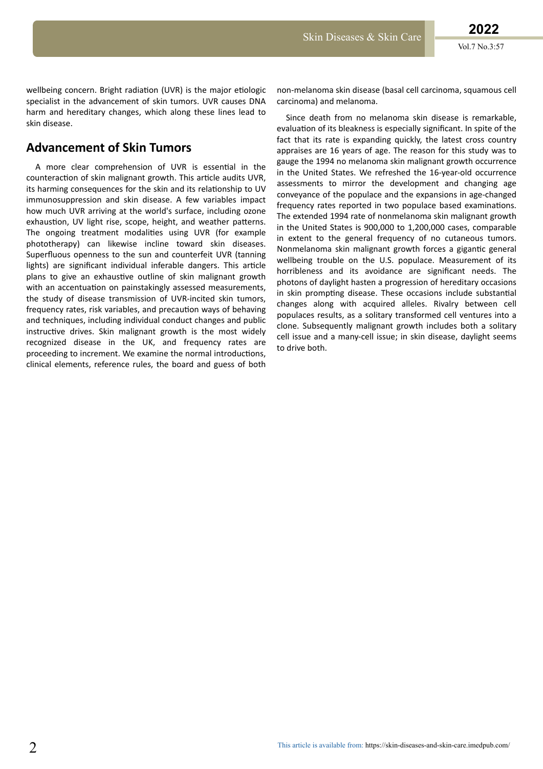wellbeing concern. Bright radiation (UVR) is the major etiologic specialist in the advancement of skin tumors. UVR causes DNA harm and hereditary changes, which along these lines lead to skin disease.

## Advancement of Skin Tumors

A more clear comprehension of UVR is essential in the counteraction of skin malignant growth. This article audits UVR, its harming consequences for the skin and its relationship to UV immunosuppression and skin disease. A few variables impact how much UVR arriving at the world's surface, including ozone exhaustion, UV light rise, scope, height, and weather patterns. The ongoing treatment modalities using UVR (for example phototherapy) can likewise incline toward skin diseases. Superfluous openness to the sun and counterfeit UVR (tanning lights) are significant individual inferable dangers. This article plans to give an exhaustive outline of skin malignant growth with an accentuation on painstakingly assessed measurements, the study of disease transmission of UVR-incited skin tumors, frequency rates, risk variables, and precaution ways of behaving and techniques, including individual conduct changes and public instructive drives. Skin malignant growth is the most widely recognized disease in the UK, and frequency rates are proceeding to increment. We examine the normal introductions, clinical elements, reference rules, the board and guess of both non-melanoma skin disease (basal cell carcinoma, squamous cell carcinoma) and melanoma.

Since death from no melanoma skin disease is remarkable, evaluation of its bleakness is especially significant. In spite of the fact that its rate is expanding quickly, the latest cross country appraises are 16 years of age. The reason for this study was to gauge the 1994 no melanoma skin malignant growth occurrence in the United States. We refreshed the 16-year-old occurrence assessments to mirror the development and changing age conveyance of the populace and the expansions in age-changed frequency rates reported in two populace based examinations. The extended 1994 rate of nonmelanoma skin malignant growth in the United States is 900,000 to 1,200,000 cases, comparable in extent to the general frequency of no cutaneous tumors. Nonmelanoma skin malignant growth forces a gigantic general wellbeing trouble on the U.S. populace. Measurement of its horribleness and its avoidance are significant needs. The photons of daylight hasten a progression of hereditary occasions in skin prompting disease. These occasions include substantial changes along with acquired alleles. Rivalry between cell populaces results, as a solitary transformed cell ventures into a clone. Subsequently malignant growth includes both a solitary cell issue and a many-cell issue; in skin disease, daylight seems to drive both.